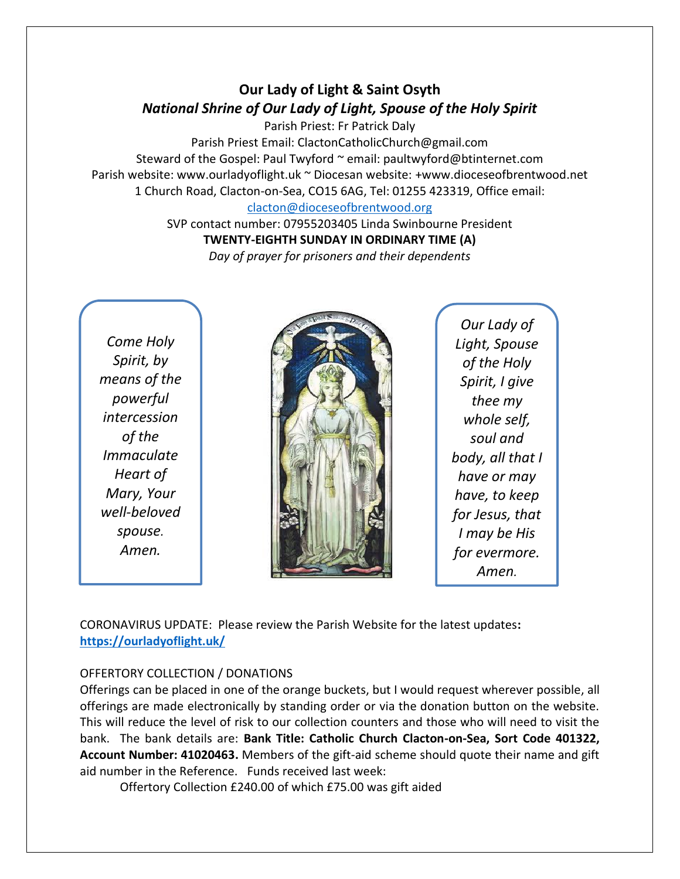# Our Lady of Light & Saint Osyth

## *National Shrine of Our Lady of Light, Spouse of the Holy Spirit*

Parish Priest: Fr Patrick Daly
Parish Priest Email: ClactonCatholicChurch@gmail.com
Steward of the Gospel: Paul Twyford ~ email: paultwyford@btinternet.com
Parish website: www.ourladyoflight.uk ~ Diocesan website: +www.dioceseofbrentwood.net
1 Church Road, Clacton-on-Sea, CO15 6AG, Tel: 01255 423319, Office email: clacton@dioceseofbrentwood.org
SVP contact number: 07955203405 Linda Swinbourne President

**TWENTY-EIGHTH SUNDAY IN ORDINARY TIME (A)**

*Day of prayer for prisoners and their dependents*

*Come Holy Spirit, by means of the powerful intercession of the Immaculate Heart of Mary, Your well-beloved spouse. Amen.*

*Our Lady of Light, Spouse of the Holy Spirit, I give thee my whole self, soul and body, all that I have or may have, to keep for Jesus, that I may be His for evermore. Amen.*

CORONAVIRUS UPDATE: Please review the Parish Website for the latest updates**:** **https://ourladyoflight.uk/**

OFFERTORY COLLECTION / DONATIONS

Offerings can be placed in one of the orange buckets, but I would request wherever possible, all offerings are made electronically by standing order or via the donation button on the website. This will reduce the level of risk to our collection counters and those who will need to visit the bank. The bank details are: **Bank Title: Catholic Church Clacton-on-Sea, Sort Code 401322, Account Number: 41020463.** Members of the gift-aid scheme should quote their name and gift aid number in the Reference. Funds received last week:

Offertory Collection £240.00 of which £75.00 was gift aided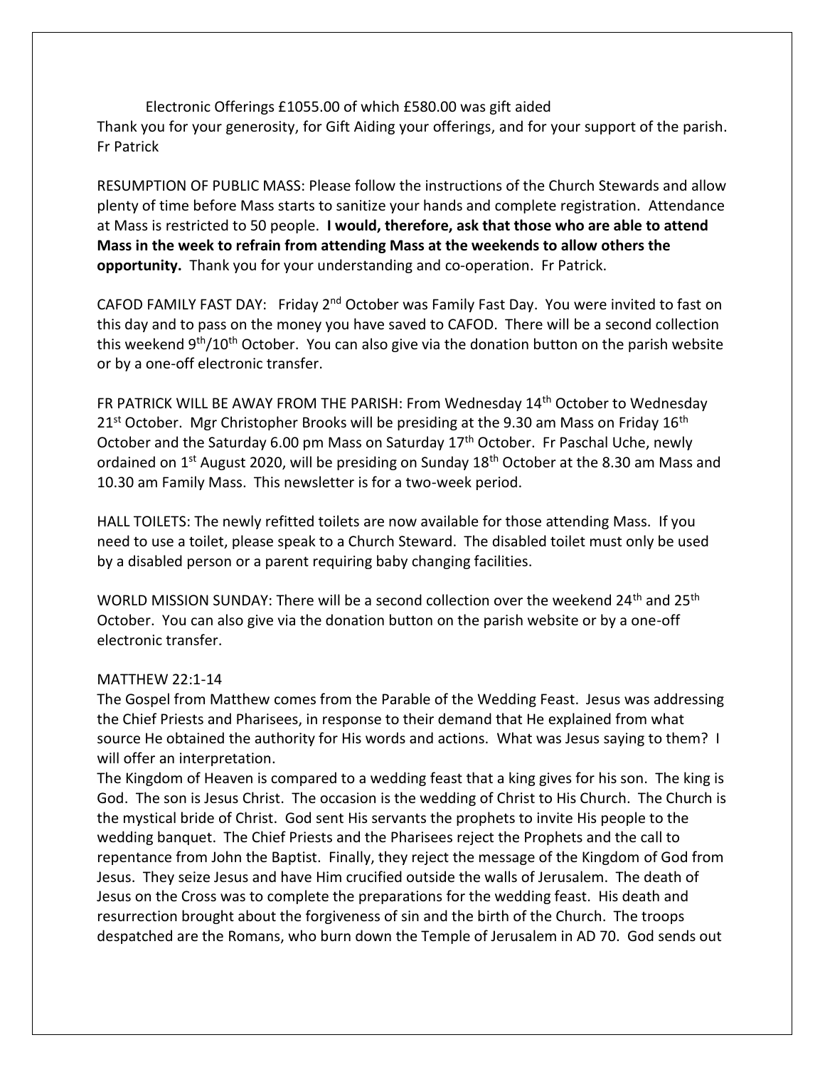Electronic Offerings £1055.00 of which £580.00 was gift aided

Thank you for your generosity, for Gift Aiding your offerings, and for your support of the parish. Fr Patrick

RESUMPTION OF PUBLIC MASS: Please follow the instructions of the Church Stewards and allow plenty of time before Mass starts to sanitize your hands and complete registration. Attendance at Mass is restricted to 50 people. **I would, therefore, ask that those who are able to attend Mass in the week to refrain from attending Mass at the weekends to allow others the opportunity.** Thank you for your understanding and co-operation. Fr Patrick.

CAFOD FAMILY FAST DAY: Friday 2nd October was Family Fast Day. You were invited to fast on this day and to pass on the money you have saved to CAFOD. There will be a second collection this weekend 9th/10th October. You can also give via the donation button on the parish website or by a one-off electronic transfer.

FR PATRICK WILL BE AWAY FROM THE PARISH: From Wednesday 14th October to Wednesday 21st October. Mgr Christopher Brooks will be presiding at the 9.30 am Mass on Friday 16th October and the Saturday 6.00 pm Mass on Saturday 17th October. Fr Paschal Uche, newly ordained on 1st August 2020, will be presiding on Sunday 18th October at the 8.30 am Mass and 10.30 am Family Mass. This newsletter is for a two-week period.

HALL TOILETS: The newly refitted toilets are now available for those attending Mass. If you need to use a toilet, please speak to a Church Steward. The disabled toilet must only be used by a disabled person or a parent requiring baby changing facilities.

WORLD MISSION SUNDAY: There will be a second collection over the weekend 24th and 25th October. You can also give via the donation button on the parish website or by a one-off electronic transfer.

MATTHEW 22:1-14

The Gospel from Matthew comes from the Parable of the Wedding Feast. Jesus was addressing the Chief Priests and Pharisees, in response to their demand that He explained from what source He obtained the authority for His words and actions. What was Jesus saying to them? I will offer an interpretation.

The Kingdom of Heaven is compared to a wedding feast that a king gives for his son. The king is God. The son is Jesus Christ. The occasion is the wedding of Christ to His Church. The Church is the mystical bride of Christ. God sent His servants the prophets to invite His people to the wedding banquet. The Chief Priests and the Pharisees reject the Prophets and the call to repentance from John the Baptist. Finally, they reject the message of the Kingdom of God from Jesus. They seize Jesus and have Him crucified outside the walls of Jerusalem. The death of Jesus on the Cross was to complete the preparations for the wedding feast. His death and resurrection brought about the forgiveness of sin and the birth of the Church. The troops despatched are the Romans, who burn down the Temple of Jerusalem in AD 70. God sends out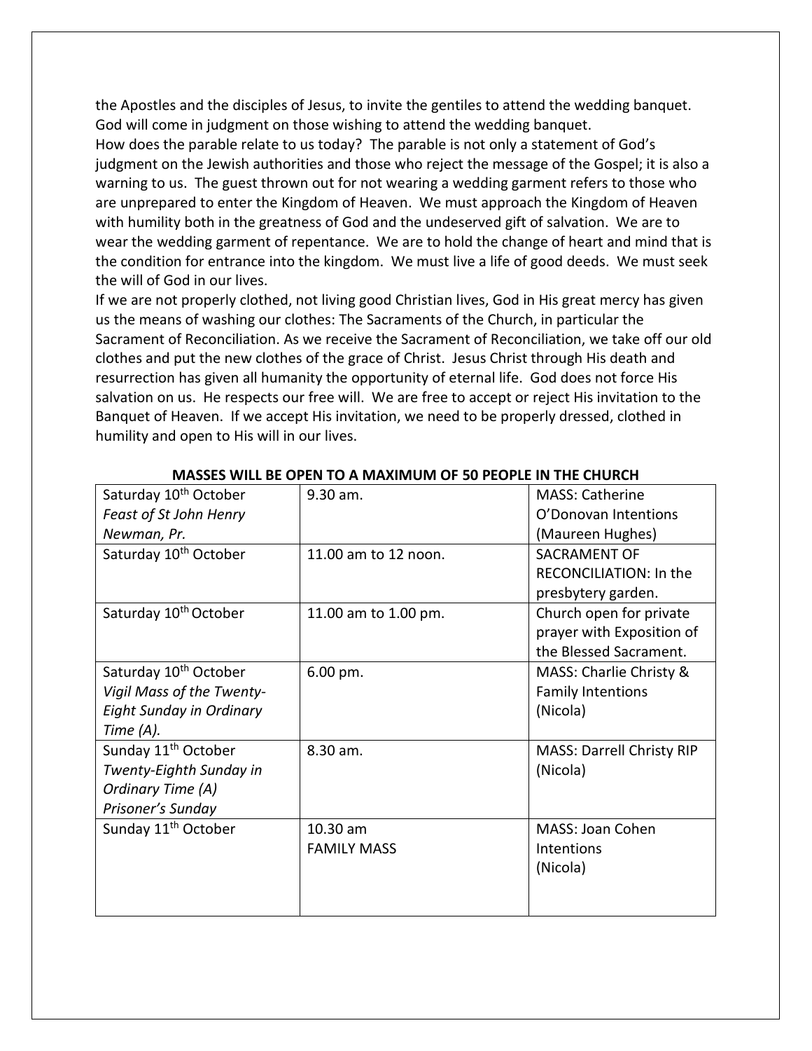the Apostles and the disciples of Jesus, to invite the gentiles to attend the wedding banquet. God will come in judgment on those wishing to attend the wedding banquet.

How does the parable relate to us today? The parable is not only a statement of God's judgment on the Jewish authorities and those who reject the message of the Gospel; it is also a warning to us. The guest thrown out for not wearing a wedding garment refers to those who are unprepared to enter the Kingdom of Heaven. We must approach the Kingdom of Heaven with humility both in the greatness of God and the undeserved gift of salvation. We are to wear the wedding garment of repentance. We are to hold the change of heart and mind that is the condition for entrance into the kingdom. We must live a life of good deeds. We must seek the will of God in our lives.

If we are not properly clothed, not living good Christian lives, God in His great mercy has given us the means of washing our clothes: The Sacraments of the Church, in particular the Sacrament of Reconciliation. As we receive the Sacrament of Reconciliation, we take off our old clothes and put the new clothes of the grace of Christ. Jesus Christ through His death and resurrection has given all humanity the opportunity of eternal life. God does not force His salvation on us. He respects our free will. We are free to accept or reject His invitation to the Banquet of Heaven. If we accept His invitation, we need to be properly dressed, clothed in humility and open to His will in our lives.

**MASSES WILL BE OPEN TO A MAXIMUM OF 50 PEOPLE IN THE CHURCH**

| | | |
|---|---|---|
| Saturday 10th October *Feast of St John Henry Newman, Pr.* | 9.30 am. | MASS: Catherine O'Donovan Intentions (Maureen Hughes) |
| Saturday 10th October | 11.00 am to 12 noon. | SACRAMENT OF RECONCILIATION: In the presbytery garden. |
| Saturday 10th October | 11.00 am to 1.00 pm. | Church open for private prayer with Exposition of the Blessed Sacrament. |
| Saturday 10th October *Vigil Mass of the Twenty-Eight Sunday in Ordinary Time (A).* | 6.00 pm. | MASS: Charlie Christy & Family Intentions (Nicola) |
| Sunday 11th October *Twenty-Eighth Sunday in Ordinary Time (A) Prisoner's Sunday* | 8.30 am. | MASS: Darrell Christy RIP (Nicola) |
| Sunday 11th October | 10.30 am FAMILY MASS | MASS: Joan Cohen Intentions (Nicola) |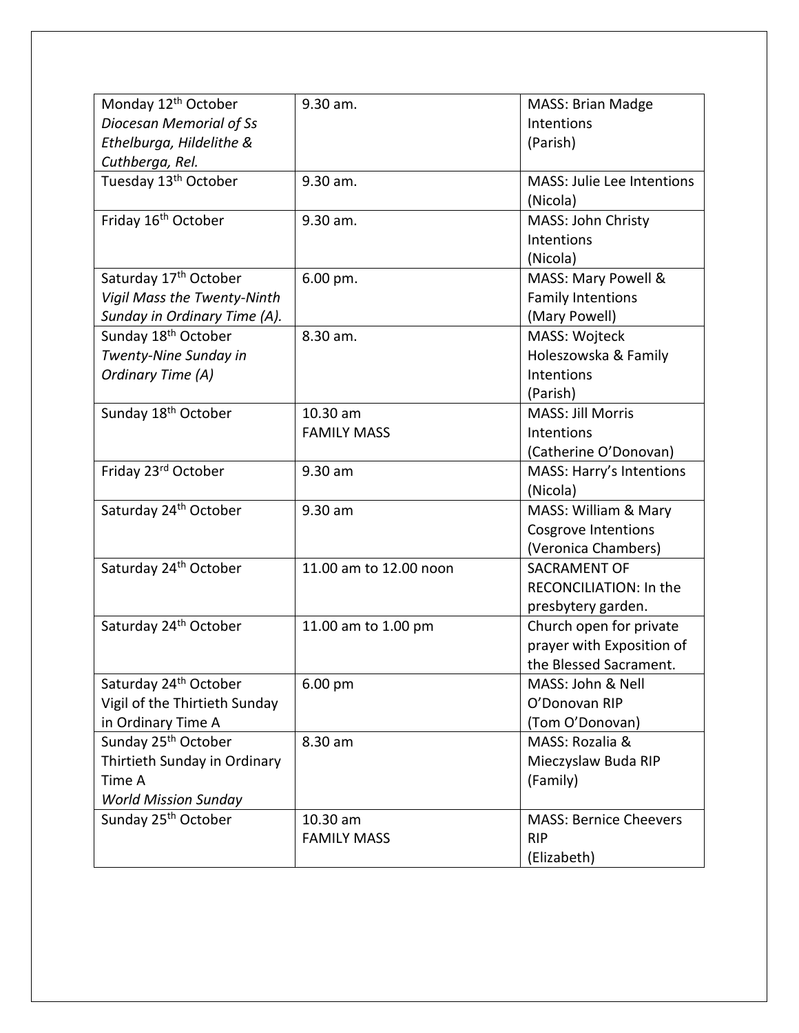| | | |
|---|---|---|
| Monday 12th October *Diocesan Memorial of Ss Ethelburga, Hildelithe & Cuthberga, Rel.* | 9.30 am. | MASS: Brian Madge Intentions (Parish) |
| Tuesday 13th October | 9.30 am. | MASS: Julie Lee Intentions (Nicola) |
| Friday 16th October | 9.30 am. | MASS: John Christy Intentions (Nicola) |
| Saturday 17th October *Vigil Mass the Twenty-Ninth Sunday in Ordinary Time (A).* | 6.00 pm. | MASS: Mary Powell & Family Intentions (Mary Powell) |
| Sunday 18th October *Twenty-Nine Sunday in Ordinary Time (A)* | 8.30 am. | MASS: Wojteck Holeszowska & Family Intentions (Parish) |
| Sunday 18th October | 10.30 am FAMILY MASS | MASS: Jill Morris Intentions (Catherine O'Donovan) |
| Friday 23rd October | 9.30 am | MASS: Harry's Intentions (Nicola) |
| Saturday 24th October | 9.30 am | MASS: William & Mary Cosgrove Intentions (Veronica Chambers) |
| Saturday 24th October | 11.00 am to 12.00 noon | SACRAMENT OF RECONCILIATION: In the presbytery garden. |
| Saturday 24th October | 11.00 am to 1.00 pm | Church open for private prayer with Exposition of the Blessed Sacrament. |
| Saturday 24th October Vigil of the Thirtieth Sunday in Ordinary Time A | 6.00 pm | MASS: John & Nell O'Donovan RIP (Tom O'Donovan) |
| Sunday 25th October Thirtieth Sunday in Ordinary Time A *World Mission Sunday* | 8.30 am | MASS: Rozalia & Mieczyslaw Buda RIP (Family) |
| Sunday 25th October | 10.30 am FAMILY MASS | MASS: Bernice Cheevers RIP (Elizabeth) |